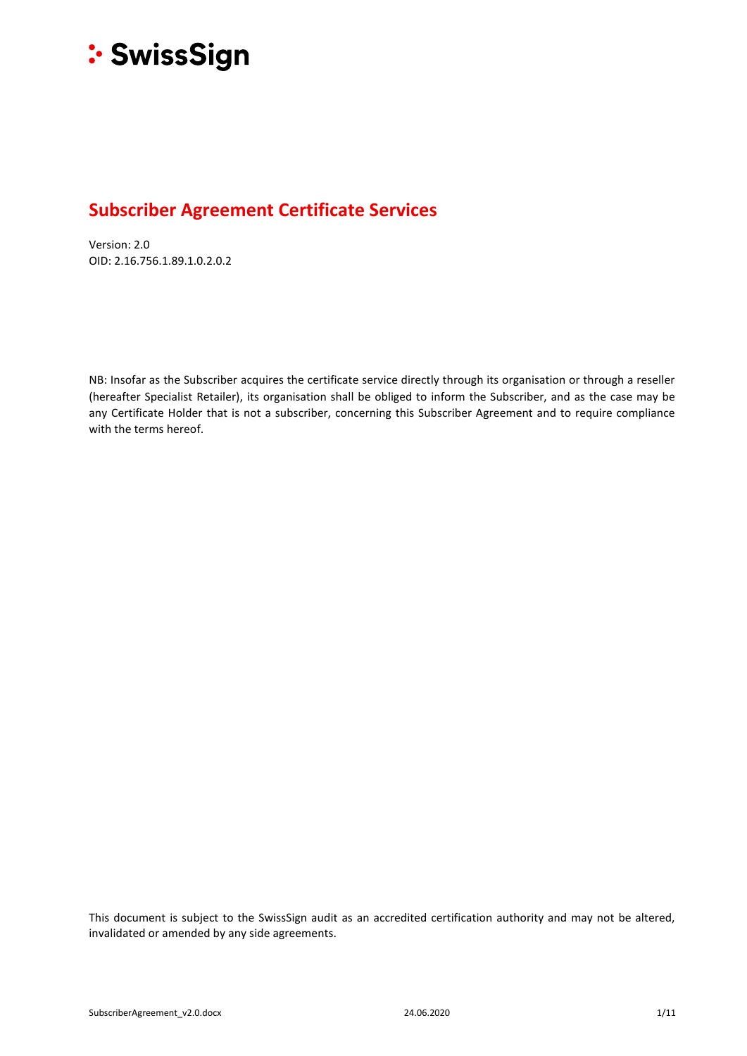SwissSign

# Subscriber Agreement Certificate Services

Version: 2.0
OID: 2.16.756.1.89.1.0.2.0.2

NB: Insofar as the Subscriber acquires the certificate service directly through its organisation or through a reseller (hereafter Specialist Retailer), its organisation shall be obliged to inform the Subscriber, and as the case may be any Certificate Holder that is not a subscriber, concerning this Subscriber Agreement and to require compliance with the terms hereof.

This document is subject to the SwissSign audit as an accredited certification authority and may not be altered, invalidated or amended by any side agreements.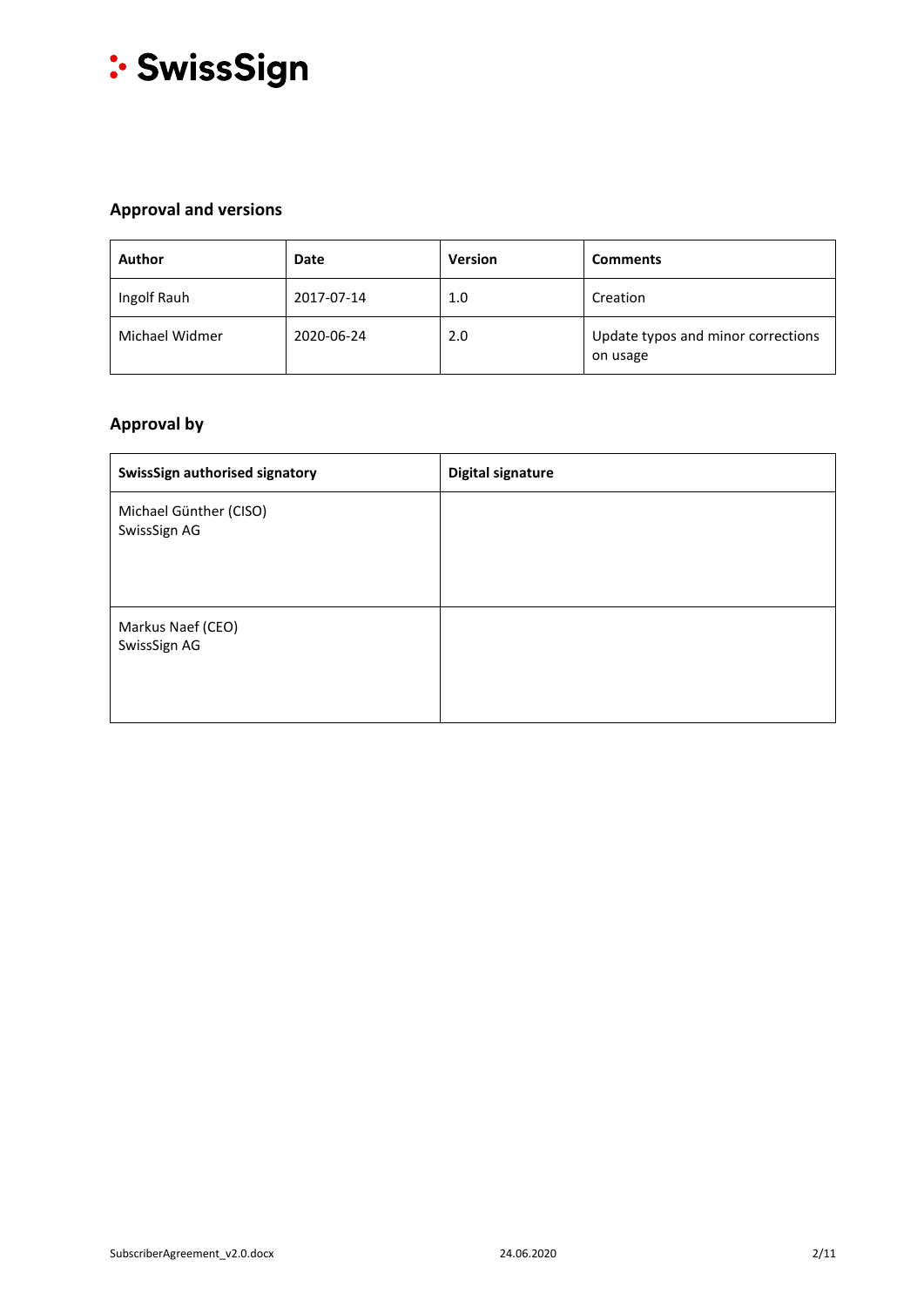## Approval and versions

| Author | Date | Version | Comments |
| --- | --- | --- | --- |
| Ingolf Rauh | 2017-07-14 | 1.0 | Creation |
| Michael Widmer | 2020-06-24 | 2.0 | Update typos and minor corrections on usage |

## Approval by

| SwissSign authorised signatory | Digital signature |
| --- | --- |
| Michael Günther (CISO)<br>SwissSign AG | |
| Markus Naef (CEO)<br>SwissSign AG | |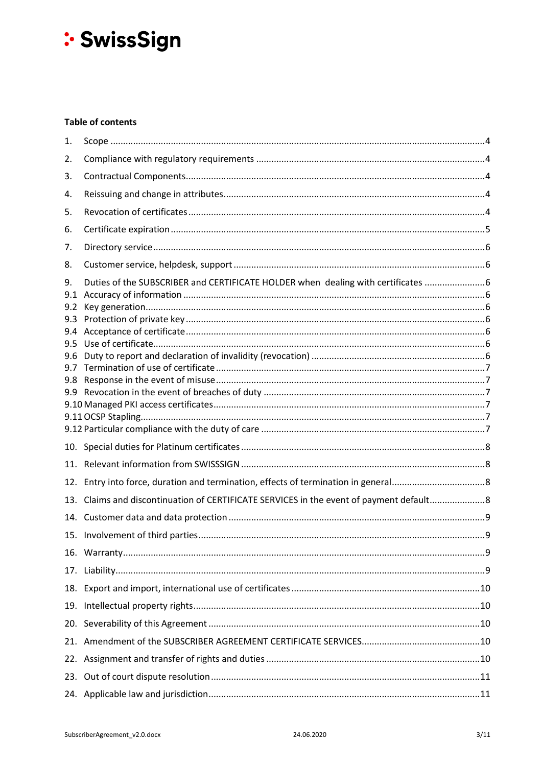**SwissSign**

**Table of contents**

1. Scope ... 4
2. Compliance with regulatory requirements ... 4
3. Contractual Components ... 4
4. Reissuing and change in attributes ... 4
5. Revocation of certificates ... 4
6. Certificate expiration ... 5
7. Directory service ... 6
8. Customer service, helpdesk, support ... 6
9. Duties of the SUBSCRIBER and CERTIFICATE HOLDER when dealing with certificates ... 6
   - 9.1 Accuracy of information ... 6
   - 9.2 Key generation ... 6
   - 9.3 Protection of private key ... 6
   - 9.4 Acceptance of certificate ... 6
   - 9.5 Use of certificate ... 6
   - 9.6 Duty to report and declaration of invalidity (revocation) ... 6
   - 9.7 Termination of use of certificate ... 7
   - 9.8 Response in the event of misuse ... 7
   - 9.9 Revocation in the event of breaches of duty ... 7
   - 9.10 Managed PKI access certificates ... 7
   - 9.11 OCSP Stapling ... 7
   - 9.12 Particular compliance with the duty of care ... 7
10. Special duties for Platinum certificates ... 8
11. Relevant information from SWISSSIGN ... 8
12. Entry into force, duration and termination, effects of termination in general ... 8
13. Claims and discontinuation of CERTIFICATE SERVICES in the event of payment default ... 8
14. Customer data and data protection ... 9
15. Involvement of third parties ... 9
16. Warranty ... 9
17. Liability ... 9
18. Export and import, international use of certificates ... 10
19. Intellectual property rights ... 10
20. Severability of this Agreement ... 10
21. Amendment of the SUBSCRIBER AGREEMENT CERTIFICATE SERVICES ... 10
22. Assignment and transfer of rights and duties ... 10
23. Out of court dispute resolution ... 11
24. Applicable law and jurisdiction ... 11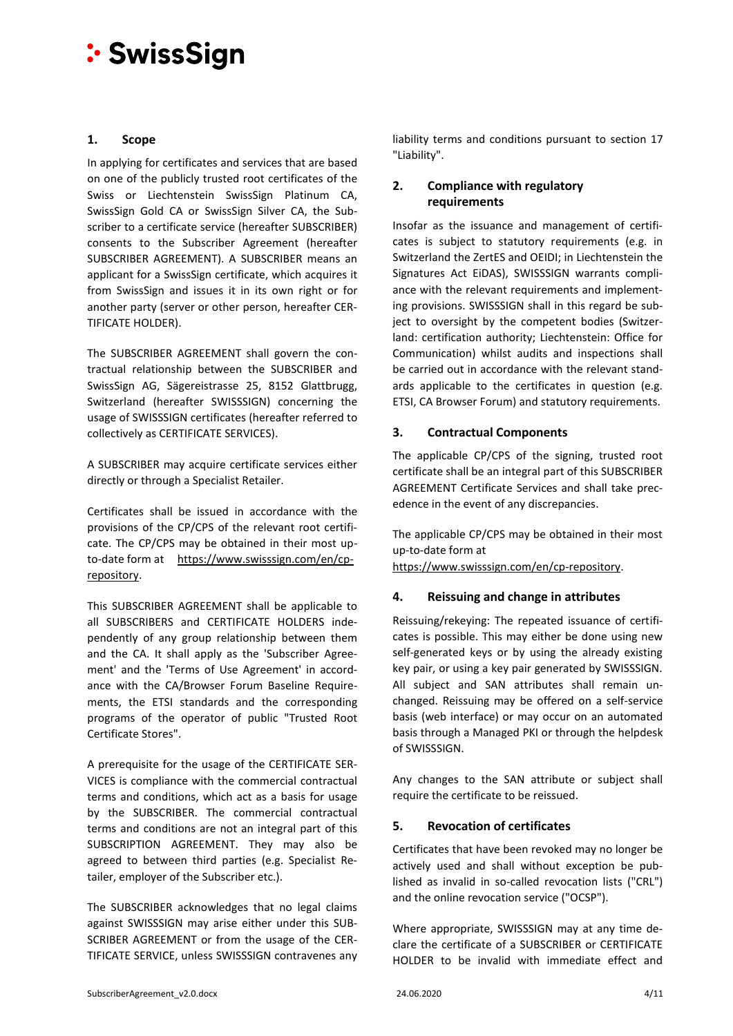## 1. Scope

In applying for certificates and services that are based on one of the publicly trusted root certificates of the Swiss or Liechtenstein SwissSign Platinum CA, SwissSign Gold CA or SwissSign Silver CA, the Subscriber to a certificate service (hereafter SUBSCRIBER) consents to the Subscriber Agreement (hereafter SUBSCRIBER AGREEMENT). A SUBSCRIBER means an applicant for a SwissSign certificate, which acquires it from SwissSign and issues it in its own right or for another party (server or other person, hereafter CERTIFICATE HOLDER).

The SUBSCRIBER AGREEMENT shall govern the contractual relationship between the SUBSCRIBER and SwissSign AG, Sägereistrasse 25, 8152 Glattbrugg, Switzerland (hereafter SWISSSIGN) concerning the usage of SWISSSIGN certificates (hereafter referred to collectively as CERTIFICATE SERVICES).

A SUBSCRIBER may acquire certificate services either directly or through a Specialist Retailer.

Certificates shall be issued in accordance with the provisions of the CP/CPS of the relevant root certificate. The CP/CPS may be obtained in their most up-to-date form at https://www.swisssign.com/en/cp-repository.

This SUBSCRIBER AGREEMENT shall be applicable to all SUBSCRIBERS and CERTIFICATE HOLDERS independently of any group relationship between them and the CA. It shall apply as the 'Subscriber Agreement' and the 'Terms of Use Agreement' in accordance with the CA/Browser Forum Baseline Requirements, the ETSI standards and the corresponding programs of the operator of public "Trusted Root Certificate Stores".

A prerequisite for the usage of the CERTIFICATE SERVICES is compliance with the commercial contractual terms and conditions, which act as a basis for usage by the SUBSCRIBER. The commercial contractual terms and conditions are not an integral part of this SUBSCRIPTION AGREEMENT. They may also be agreed to between third parties (e.g. Specialist Retailer, employer of the Subscriber etc.).

The SUBSCRIBER acknowledges that no legal claims against SWISSSIGN may arise either under this SUBSCRIBER AGREEMENT or from the usage of the CERTIFICATE SERVICE, unless SWISSSIGN contravenes any liability terms and conditions pursuant to section 17 "Liability".

## 2. Compliance with regulatory requirements

Insofar as the issuance and management of certificates is subject to statutory requirements (e.g. in Switzerland the ZertES and OEIDI; in Liechtenstein the Signatures Act EiDAS), SWISSSIGN warrants compliance with the relevant requirements and implementing provisions. SWISSSIGN shall in this regard be subject to oversight by the competent bodies (Switzerland: certification authority; Liechtenstein: Office for Communication) whilst audits and inspections shall be carried out in accordance with the relevant standards applicable to the certificates in question (e.g. ETSI, CA Browser Forum) and statutory requirements.

## 3. Contractual Components

The applicable CP/CPS of the signing, trusted root certificate shall be an integral part of this SUBSCRIBER AGREEMENT Certificate Services and shall take precedence in the event of any discrepancies.

The applicable CP/CPS may be obtained in their most up-to-date form at
https://www.swisssign.com/en/cp-repository.

## 4. Reissuing and change in attributes

Reissuing/rekeying: The repeated issuance of certificates is possible. This may either be done using new self-generated keys or by using the already existing key pair, or using a key pair generated by SWISSSIGN. All subject and SAN attributes shall remain unchanged. Reissuing may be offered on a self-service basis (web interface) or may occur on an automated basis through a Managed PKI or through the helpdesk of SWISSSIGN.

Any changes to the SAN attribute or subject shall require the certificate to be reissued.

## 5. Revocation of certificates

Certificates that have been revoked may no longer be actively used and shall without exception be published as invalid in so-called revocation lists ("CRL") and the online revocation service ("OCSP").

Where appropriate, SWISSSIGN may at any time declare the certificate of a SUBSCRIBER or CERTIFICATE HOLDER to be invalid with immediate effect and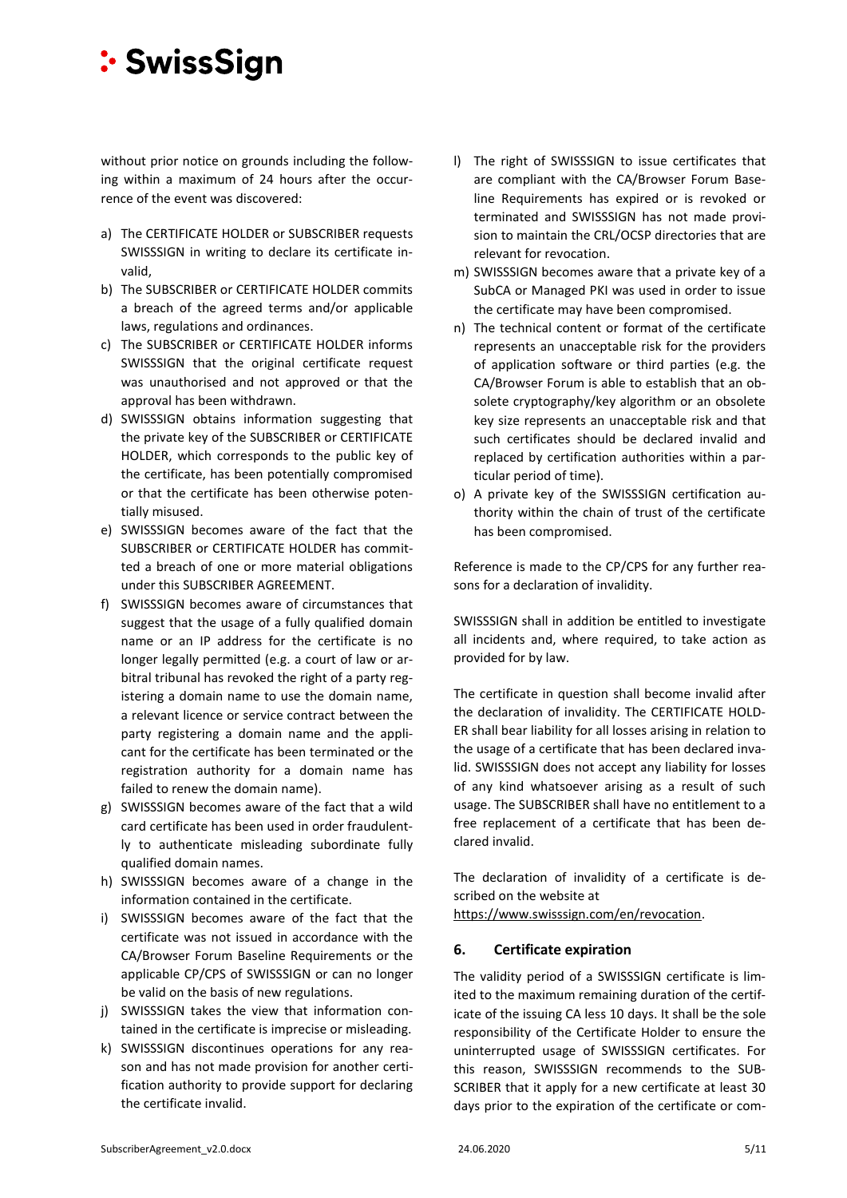without prior notice on grounds including the following within a maximum of 24 hours after the occurrence of the event was discovered:

a) The CERTIFICATE HOLDER or SUBSCRIBER requests SWISSSIGN in writing to declare its certificate invalid,
b) The SUBSCRIBER or CERTIFICATE HOLDER commits a breach of the agreed terms and/or applicable laws, regulations and ordinances.
c) The SUBSCRIBER or CERTIFICATE HOLDER informs SWISSSIGN that the original certificate request was unauthorised and not approved or that the approval has been withdrawn.
d) SWISSSIGN obtains information suggesting that the private key of the SUBSCRIBER or CERTIFICATE HOLDER, which corresponds to the public key of the certificate, has been potentially compromised or that the certificate has been otherwise potentially misused.
e) SWISSSIGN becomes aware of the fact that the SUBSCRIBER or CERTIFICATE HOLDER has committed a breach of one or more material obligations under this SUBSCRIBER AGREEMENT.
f) SWISSSIGN becomes aware of circumstances that suggest that the usage of a fully qualified domain name or an IP address for the certificate is no longer legally permitted (e.g. a court of law or arbitral tribunal has revoked the right of a party registering a domain name to use the domain name, a relevant licence or service contract between the party registering a domain name and the applicant for the certificate has been terminated or the registration authority for a domain name has failed to renew the domain name).
g) SWISSSIGN becomes aware of the fact that a wild card certificate has been used in order fraudulently to authenticate misleading subordinate fully qualified domain names.
h) SWISSSIGN becomes aware of a change in the information contained in the certificate.
i) SWISSSIGN becomes aware of the fact that the certificate was not issued in accordance with the CA/Browser Forum Baseline Requirements or the applicable CP/CPS of SWISSSIGN or can no longer be valid on the basis of new regulations.
j) SWISSSIGN takes the view that information contained in the certificate is imprecise or misleading.
k) SWISSSIGN discontinues operations for any reason and has not made provision for another certification authority to provide support for declaring the certificate invalid.
l) The right of SWISSSIGN to issue certificates that are compliant with the CA/Browser Forum Baseline Requirements has expired or is revoked or terminated and SWISSSIGN has not made provision to maintain the CRL/OCSP directories that are relevant for revocation.
m) SWISSSIGN becomes aware that a private key of a SubCA or Managed PKI was used in order to issue the certificate may have been compromised.
n) The technical content or format of the certificate represents an unacceptable risk for the providers of application software or third parties (e.g. the CA/Browser Forum is able to establish that an obsolete cryptography/key algorithm or an obsolete key size represents an unacceptable risk and that such certificates should be declared invalid and replaced by certification authorities within a particular period of time).
o) A private key of the SWISSSIGN certification authority within the chain of trust of the certificate has been compromised.

Reference is made to the CP/CPS for any further reasons for a declaration of invalidity.

SWISSSIGN shall in addition be entitled to investigate all incidents and, where required, to take action as provided for by law.

The certificate in question shall become invalid after the declaration of invalidity. The CERTIFICATE HOLDER shall bear liability for all losses arising in relation to the usage of a certificate that has been declared invalid. SWISSSIGN does not accept any liability for losses of any kind whatsoever arising as a result of such usage. The SUBSCRIBER shall have no entitlement to a free replacement of a certificate that has been declared invalid.

The declaration of invalidity of a certificate is described on the website at https://www.swisssign.com/en/revocation.

## 6. Certificate expiration

The validity period of a SWISSSIGN certificate is limited to the maximum remaining duration of the certificate of the issuing CA less 10 days. It shall be the sole responsibility of the Certificate Holder to ensure the uninterrupted usage of SWISSSIGN certificates. For this reason, SWISSSIGN recommends to the SUBSCRIBER that it apply for a new certificate at least 30 days prior to the expiration of the certificate or com-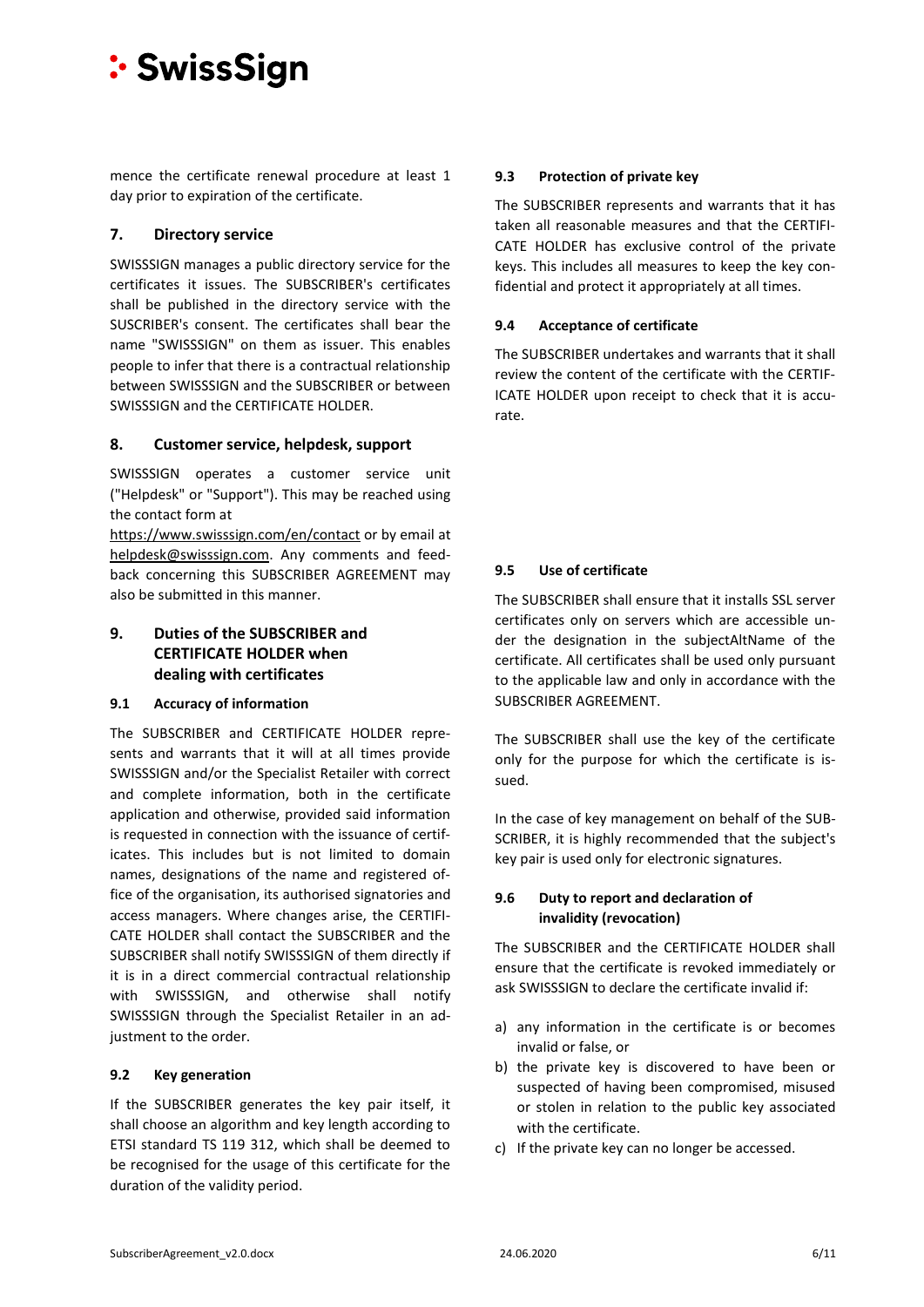mence the certificate renewal procedure at least 1 day prior to expiration of the certificate.

## 7. Directory service

SWISSSIGN manages a public directory service for the certificates it issues. The SUBSCRIBER's certificates shall be published in the directory service with the SUSCRIBER's consent. The certificates shall bear the name "SWISSSIGN" on them as issuer. This enables people to infer that there is a contractual relationship between SWISSSIGN and the SUBSCRIBER or between SWISSSIGN and the CERTIFICATE HOLDER.

## 8. Customer service, helpdesk, support

SWISSSIGN operates a customer service unit ("Helpdesk" or "Support"). This may be reached using the contact form at https://www.swisssign.com/en/contact or by email at helpdesk@swisssign.com. Any comments and feedback concerning this SUBSCRIBER AGREEMENT may also be submitted in this manner.

## 9. Duties of the SUBSCRIBER and CERTIFICATE HOLDER when dealing with certificates

### 9.1 Accuracy of information

The SUBSCRIBER and CERTIFICATE HOLDER represents and warrants that it will at all times provide SWISSSIGN and/or the Specialist Retailer with correct and complete information, both in the certificate application and otherwise, provided said information is requested in connection with the issuance of certificates. This includes but is not limited to domain names, designations of the name and registered office of the organisation, its authorised signatories and access managers. Where changes arise, the CERTIFICATE HOLDER shall contact the SUBSCRIBER and the SUBSCRIBER shall notify SWISSSIGN of them directly if it is in a direct commercial contractual relationship with SWISSSIGN, and otherwise shall notify SWISSSIGN through the Specialist Retailer in an adjustment to the order.

### 9.2 Key generation

If the SUBSCRIBER generates the key pair itself, it shall choose an algorithm and key length according to ETSI standard TS 119 312, which shall be deemed to be recognised for the usage of this certificate for the duration of the validity period.

### 9.3 Protection of private key

The SUBSCRIBER represents and warrants that it has taken all reasonable measures and that the CERTIFICATE HOLDER has exclusive control of the private keys. This includes all measures to keep the key confidential and protect it appropriately at all times.

### 9.4 Acceptance of certificate

The SUBSCRIBER undertakes and warrants that it shall review the content of the certificate with the CERTIFICATE HOLDER upon receipt to check that it is accurate.

### 9.5 Use of certificate

The SUBSCRIBER shall ensure that it installs SSL server certificates only on servers which are accessible under the designation in the subjectAltName of the certificate. All certificates shall be used only pursuant to the applicable law and only in accordance with the SUBSCRIBER AGREEMENT.

The SUBSCRIBER shall use the key of the certificate only for the purpose for which the certificate is issued.

In the case of key management on behalf of the SUBSCRIBER, it is highly recommended that the subject's key pair is used only for electronic signatures.

### 9.6 Duty to report and declaration of invalidity (revocation)

The SUBSCRIBER and the CERTIFICATE HOLDER shall ensure that the certificate is revoked immediately or ask SWISSSIGN to declare the certificate invalid if:

a) any information in the certificate is or becomes invalid or false, or
b) the private key is discovered to have been or suspected of having been compromised, misused or stolen in relation to the public key associated with the certificate.
c) If the private key can no longer be accessed.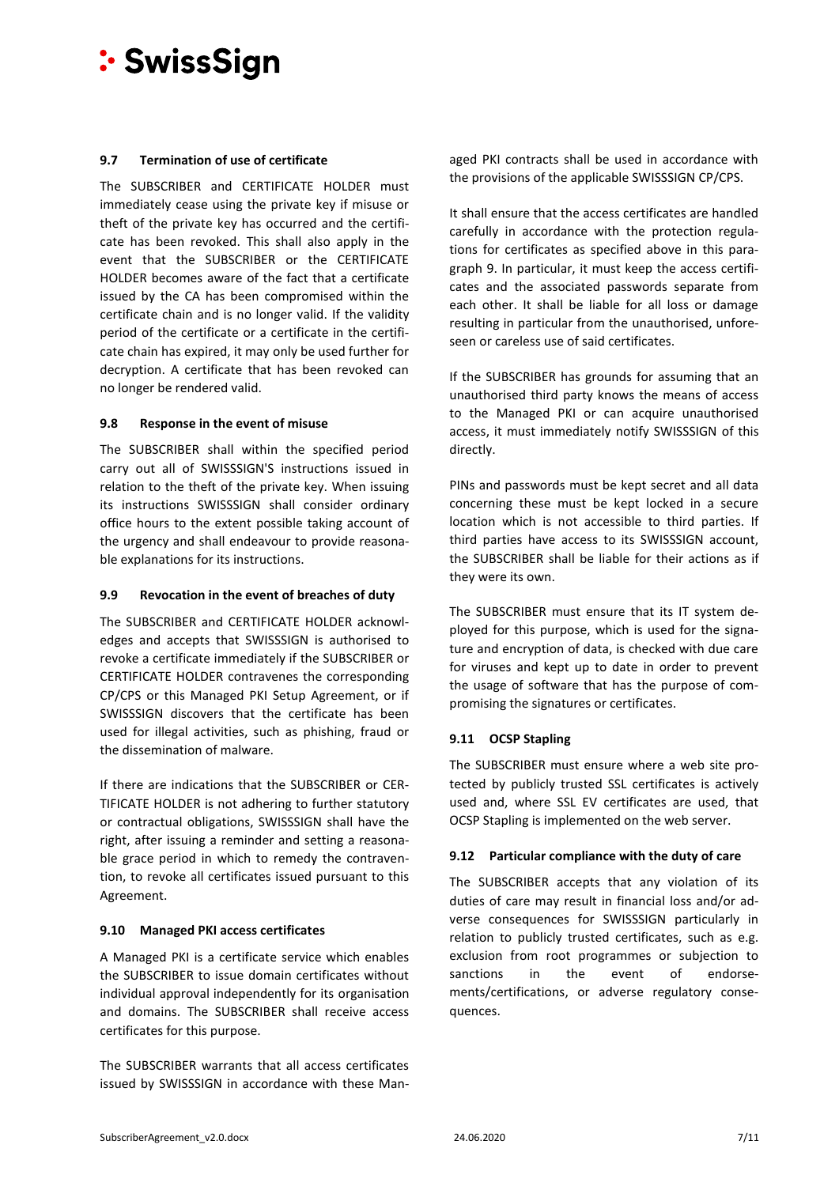### 9.7 Termination of use of certificate

The SUBSCRIBER and CERTIFICATE HOLDER must immediately cease using the private key if misuse or theft of the private key has occurred and the certificate has been revoked. This shall also apply in the event that the SUBSCRIBER or the CERTIFICATE HOLDER becomes aware of the fact that a certificate issued by the CA has been compromised within the certificate chain and is no longer valid. If the validity period of the certificate or a certificate in the certificate chain has expired, it may only be used further for decryption. A certificate that has been revoked can no longer be rendered valid.

### 9.8 Response in the event of misuse

The SUBSCRIBER shall within the specified period carry out all of SWISSSIGN'S instructions issued in relation to the theft of the private key. When issuing its instructions SWISSSIGN shall consider ordinary office hours to the extent possible taking account of the urgency and shall endeavour to provide reasonable explanations for its instructions.

### 9.9 Revocation in the event of breaches of duty

The SUBSCRIBER and CERTIFICATE HOLDER acknowledges and accepts that SWISSSIGN is authorised to revoke a certificate immediately if the SUBSCRIBER or CERTIFICATE HOLDER contravenes the corresponding CP/CPS or this Managed PKI Setup Agreement, or if SWISSSIGN discovers that the certificate has been used for illegal activities, such as phishing, fraud or the dissemination of malware.

If there are indications that the SUBSCRIBER or CERTIFICATE HOLDER is not adhering to further statutory or contractual obligations, SWISSSIGN shall have the right, after issuing a reminder and setting a reasonable grace period in which to remedy the contravention, to revoke all certificates issued pursuant to this Agreement.

### 9.10 Managed PKI access certificates

A Managed PKI is a certificate service which enables the SUBSCRIBER to issue domain certificates without individual approval independently for its organisation and domains. The SUBSCRIBER shall receive access certificates for this purpose.

The SUBSCRIBER warrants that all access certificates issued by SWISSSIGN in accordance with these Managed PKI contracts shall be used in accordance with the provisions of the applicable SWISSSIGN CP/CPS.

It shall ensure that the access certificates are handled carefully in accordance with the protection regulations for certificates as specified above in this paragraph 9. In particular, it must keep the access certificates and the associated passwords separate from each other. It shall be liable for all loss or damage resulting in particular from the unauthorised, unforeseen or careless use of said certificates.

If the SUBSCRIBER has grounds for assuming that an unauthorised third party knows the means of access to the Managed PKI or can acquire unauthorised access, it must immediately notify SWISSSIGN of this directly.

PINs and passwords must be kept secret and all data concerning these must be kept locked in a secure location which is not accessible to third parties. If third parties have access to its SWISSSIGN account, the SUBSCRIBER shall be liable for their actions as if they were its own.

The SUBSCRIBER must ensure that its IT system deployed for this purpose, which is used for the signature and encryption of data, is checked with due care for viruses and kept up to date in order to prevent the usage of software that has the purpose of compromising the signatures or certificates.

### 9.11 OCSP Stapling

The SUBSCRIBER must ensure where a web site protected by publicly trusted SSL certificates is actively used and, where SSL EV certificates are used, that OCSP Stapling is implemented on the web server.

### 9.12 Particular compliance with the duty of care

The SUBSCRIBER accepts that any violation of its duties of care may result in financial loss and/or adverse consequences for SWISSSIGN particularly in relation to publicly trusted certificates, such as e.g. exclusion from root programmes or subjection to sanctions in the event of endorsements/certifications, or adverse regulatory consequences.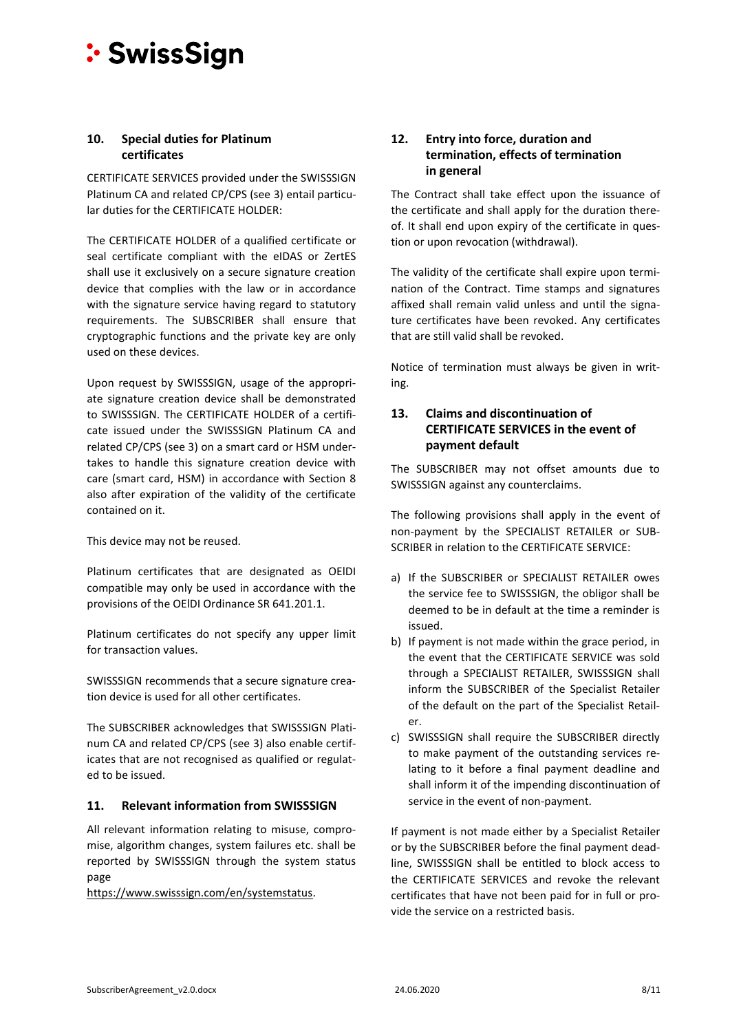## 10. Special duties for Platinum certificates

CERTIFICATE SERVICES provided under the SWISSSIGN Platinum CA and related CP/CPS (see 3) entail particular duties for the CERTIFICATE HOLDER:

The CERTIFICATE HOLDER of a qualified certificate or seal certificate compliant with the eIDAS or ZertES shall use it exclusively on a secure signature creation device that complies with the law or in accordance with the signature service having regard to statutory requirements. The SUBSCRIBER shall ensure that cryptographic functions and the private key are only used on these devices.

Upon request by SWISSSIGN, usage of the appropriate signature creation device shall be demonstrated to SWISSSIGN. The CERTIFICATE HOLDER of a certificate issued under the SWISSSIGN Platinum CA and related CP/CPS (see 3) on a smart card or HSM undertakes to handle this signature creation device with care (smart card, HSM) in accordance with Section 8 also after expiration of the validity of the certificate contained on it.

This device may not be reused.

Platinum certificates that are designated as OEIDI compatible may only be used in accordance with the provisions of the OEIDI Ordinance SR 641.201.1.

Platinum certificates do not specify any upper limit for transaction values.

SWISSSIGN recommends that a secure signature creation device is used for all other certificates.

The SUBSCRIBER acknowledges that SWISSSIGN Platinum CA and related CP/CPS (see 3) also enable certificates that are not recognised as qualified or regulated to be issued.

## 11. Relevant information from SWISSSIGN

All relevant information relating to misuse, compromise, algorithm changes, system failures etc. shall be reported by SWISSSIGN through the system status page
https://www.swisssign.com/en/systemstatus.

## 12. Entry into force, duration and termination, effects of termination in general

The Contract shall take effect upon the issuance of the certificate and shall apply for the duration thereof. It shall end upon expiry of the certificate in question or upon revocation (withdrawal).

The validity of the certificate shall expire upon termination of the Contract. Time stamps and signatures affixed shall remain valid unless and until the signature certificates have been revoked. Any certificates that are still valid shall be revoked.

Notice of termination must always be given in writing.

## 13. Claims and discontinuation of CERTIFICATE SERVICES in the event of payment default

The SUBSCRIBER may not offset amounts due to SWISSSIGN against any counterclaims.

The following provisions shall apply in the event of non-payment by the SPECIALIST RETAILER or SUBSCRIBER in relation to the CERTIFICATE SERVICE:

a) If the SUBSCRIBER or SPECIALIST RETAILER owes the service fee to SWISSSIGN, the obligor shall be deemed to be in default at the time a reminder is issued.
b) If payment is not made within the grace period, in the event that the CERTIFICATE SERVICE was sold through a SPECIALIST RETAILER, SWISSSIGN shall inform the SUBSCRIBER of the Specialist Retailer of the default on the part of the Specialist Retailer.
c) SWISSSIGN shall require the SUBSCRIBER directly to make payment of the outstanding services relating to it before a final payment deadline and shall inform it of the impending discontinuation of service in the event of non-payment.

If payment is not made either by a Specialist Retailer or by the SUBSCRIBER before the final payment deadline, SWISSSIGN shall be entitled to block access to the CERTIFICATE SERVICES and revoke the relevant certificates that have not been paid for in full or provide the service on a restricted basis.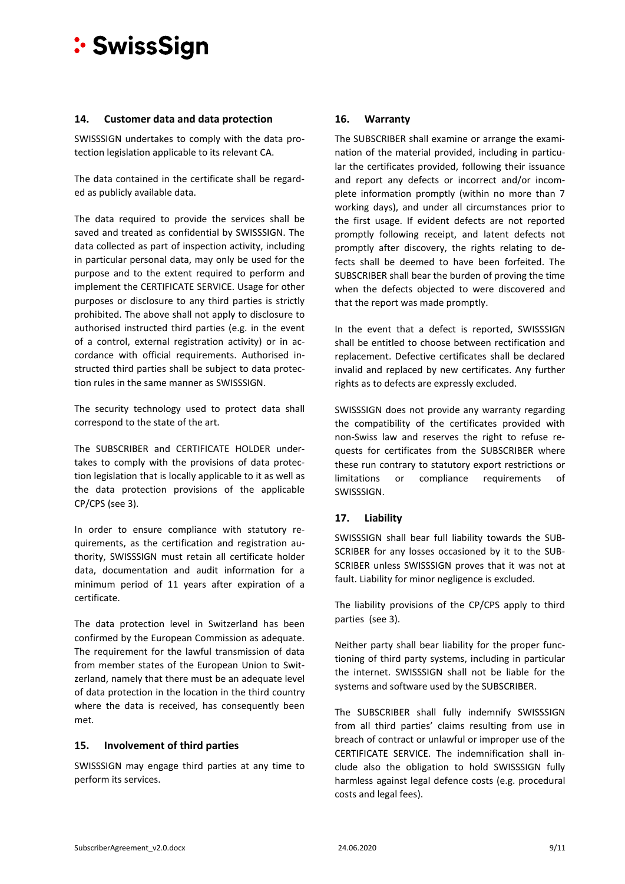## 14. Customer data and data protection

SWISSSIGN undertakes to comply with the data protection legislation applicable to its relevant CA.

The data contained in the certificate shall be regarded as publicly available data.

The data required to provide the services shall be saved and treated as confidential by SWISSSIGN. The data collected as part of inspection activity, including in particular personal data, may only be used for the purpose and to the extent required to perform and implement the CERTIFICATE SERVICE. Usage for other purposes or disclosure to any third parties is strictly prohibited. The above shall not apply to disclosure to authorised instructed third parties (e.g. in the event of a control, external registration activity) or in accordance with official requirements. Authorised instructed third parties shall be subject to data protection rules in the same manner as SWISSSIGN.

The security technology used to protect data shall correspond to the state of the art.

The SUBSCRIBER and CERTIFICATE HOLDER undertakes to comply with the provisions of data protection legislation that is locally applicable to it as well as the data protection provisions of the applicable CP/CPS (see 3).

In order to ensure compliance with statutory requirements, as the certification and registration authority, SWISSSIGN must retain all certificate holder data, documentation and audit information for a minimum period of 11 years after expiration of a certificate.

The data protection level in Switzerland has been confirmed by the European Commission as adequate. The requirement for the lawful transmission of data from member states of the European Union to Switzerland, namely that there must be an adequate level of data protection in the location in the third country where the data is received, has consequently been met.

## 15. Involvement of third parties

SWISSSIGN may engage third parties at any time to perform its services.

## 16. Warranty

The SUBSCRIBER shall examine or arrange the examination of the material provided, including in particular the certificates provided, following their issuance and report any defects or incorrect and/or incomplete information promptly (within no more than 7 working days), and under all circumstances prior to the first usage. If evident defects are not reported promptly following receipt, and latent defects not promptly after discovery, the rights relating to defects shall be deemed to have been forfeited. The SUBSCRIBER shall bear the burden of proving the time when the defects objected to were discovered and that the report was made promptly.

In the event that a defect is reported, SWISSSIGN shall be entitled to choose between rectification and replacement. Defective certificates shall be declared invalid and replaced by new certificates. Any further rights as to defects are expressly excluded.

SWISSSIGN does not provide any warranty regarding the compatibility of the certificates provided with non-Swiss law and reserves the right to refuse requests for certificates from the SUBSCRIBER where these run contrary to statutory export restrictions or limitations or compliance requirements of SWISSSIGN.

## 17. Liability

SWISSSIGN shall bear full liability towards the SUBSCRIBER for any losses occasioned by it to the SUBSCRIBER unless SWISSSIGN proves that it was not at fault. Liability for minor negligence is excluded.

The liability provisions of the CP/CPS apply to third parties (see 3).

Neither party shall bear liability for the proper functioning of third party systems, including in particular the internet. SWISSSIGN shall not be liable for the systems and software used by the SUBSCRIBER.

The SUBSCRIBER shall fully indemnify SWISSSIGN from all third parties' claims resulting from use in breach of contract or unlawful or improper use of the CERTIFICATE SERVICE. The indemnification shall include also the obligation to hold SWISSSIGN fully harmless against legal defence costs (e.g. procedural costs and legal fees).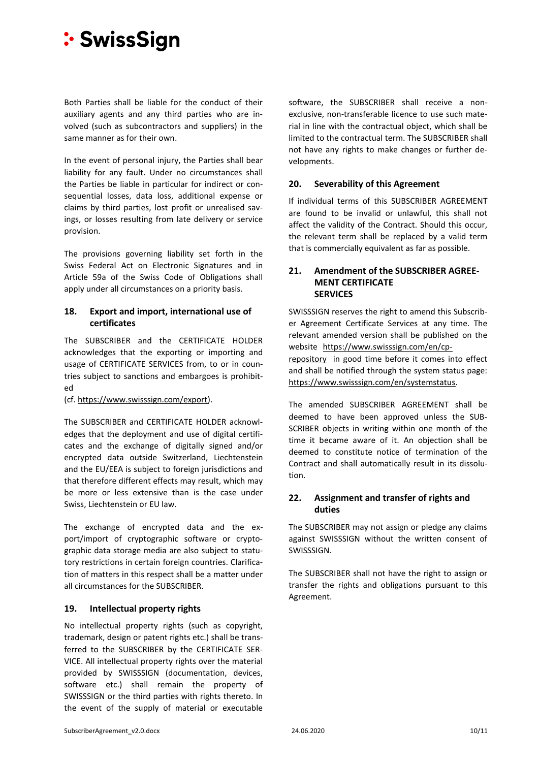Both Parties shall be liable for the conduct of their auxiliary agents and any third parties who are involved (such as subcontractors and suppliers) in the same manner as for their own.

In the event of personal injury, the Parties shall bear liability for any fault. Under no circumstances shall the Parties be liable in particular for indirect or consequential losses, data loss, additional expense or claims by third parties, lost profit or unrealised savings, or losses resulting from late delivery or service provision.

The provisions governing liability set forth in the Swiss Federal Act on Electronic Signatures and in Article 59a of the Swiss Code of Obligations shall apply under all circumstances on a priority basis.

## 18. Export and import, international use of certificates

The SUBSCRIBER and the CERTIFICATE HOLDER acknowledges that the exporting or importing and usage of CERTIFICATE SERVICES from, to or in countries subject to sanctions and embargoes is prohibited
(cf. https://www.swisssign.com/export).

The SUBSCRIBER and CERTIFICATE HOLDER acknowledges that the deployment and use of digital certificates and the exchange of digitally signed and/or encrypted data outside Switzerland, Liechtenstein and the EU/EEA is subject to foreign jurisdictions and that therefore different effects may result, which may be more or less extensive than is the case under Swiss, Liechtenstein or EU law.

The exchange of encrypted data and the export/import of cryptographic software or cryptographic data storage media are also subject to statutory restrictions in certain foreign countries. Clarification of matters in this respect shall be a matter under all circumstances for the SUBSCRIBER.

## 19. Intellectual property rights

No intellectual property rights (such as copyright, trademark, design or patent rights etc.) shall be transferred to the SUBSCRIBER by the CERTIFICATE SERVICE. All intellectual property rights over the material provided by SWISSSIGN (documentation, devices, software etc.) shall remain the property of SWISSSIGN or the third parties with rights thereto. In the event of the supply of material or executable software, the SUBSCRIBER shall receive a non-exclusive, non-transferable licence to use such material in line with the contractual object, which shall be limited to the contractual term. The SUBSCRIBER shall not have any rights to make changes or further developments.

## 20. Severability of this Agreement

If individual terms of this SUBSCRIBER AGREEMENT are found to be invalid or unlawful, this shall not affect the validity of the Contract. Should this occur, the relevant term shall be replaced by a valid term that is commercially equivalent as far as possible.

## 21. Amendment of the SUBSCRIBER AGREEMENT CERTIFICATE SERVICES

SWISSSIGN reserves the right to amend this Subscriber Agreement Certificate Services at any time. The relevant amended version shall be published on the website https://www.swisssign.com/en/cp-repository in good time before it comes into effect and shall be notified through the system status page: https://www.swisssign.com/en/systemstatus.

The amended SUBSCRIBER AGREEMENT shall be deemed to have been approved unless the SUBSCRIBER objects in writing within one month of the time it became aware of it. An objection shall be deemed to constitute notice of termination of the Contract and shall automatically result in its dissolution.

## 22. Assignment and transfer of rights and duties

The SUBSCRIBER may not assign or pledge any claims against SWISSSIGN without the written consent of SWISSSIGN.

The SUBSCRIBER shall not have the right to assign or transfer the rights and obligations pursuant to this Agreement.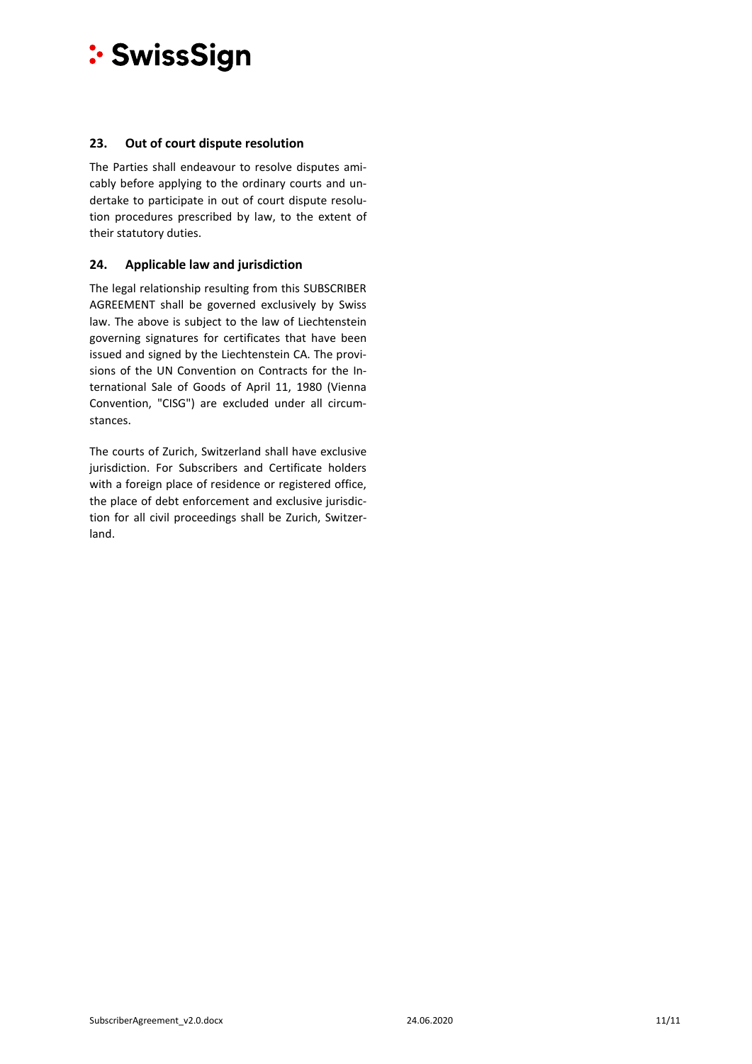## 23. Out of court dispute resolution

The Parties shall endeavour to resolve disputes amicably before applying to the ordinary courts and undertake to participate in out of court dispute resolution procedures prescribed by law, to the extent of their statutory duties.

## 24. Applicable law and jurisdiction

The legal relationship resulting from this SUBSCRIBER AGREEMENT shall be governed exclusively by Swiss law. The above is subject to the law of Liechtenstein governing signatures for certificates that have been issued and signed by the Liechtenstein CA. The provisions of the UN Convention on Contracts for the International Sale of Goods of April 11, 1980 (Vienna Convention, "CISG") are excluded under all circumstances.

The courts of Zurich, Switzerland shall have exclusive jurisdiction. For Subscribers and Certificate holders with a foreign place of residence or registered office, the place of debt enforcement and exclusive jurisdiction for all civil proceedings shall be Zurich, Switzerland.